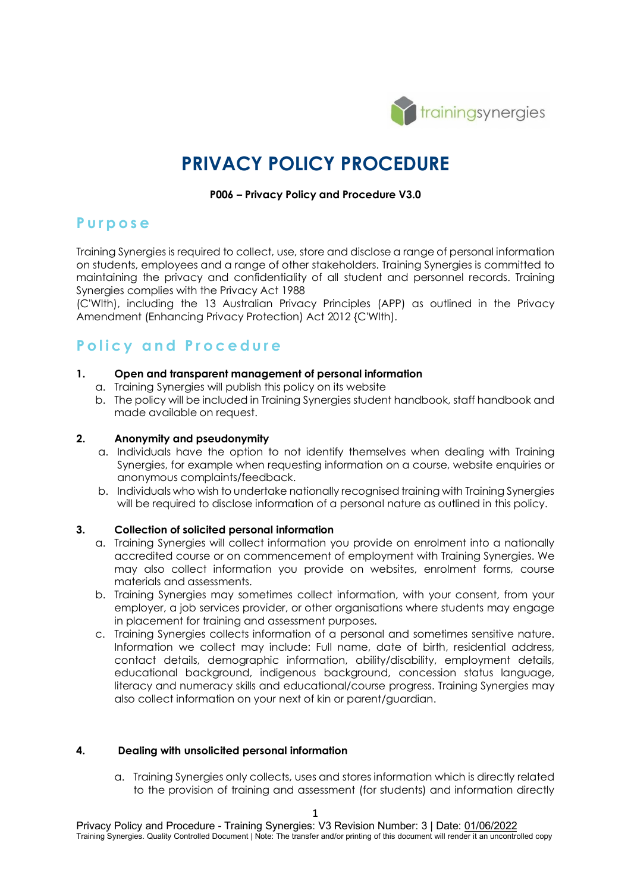# PRIVACY POLICY PROCEDURE

**P006 – Privacy Policy and Procedure V3.0**

## Purpose

Training Synergies is required to collect, use, store and disclose a range of personal information on students, employees and a range of other stakeholders. Training Synergies is committed to maintaining the privacy and confidentiality of all student and personnel records. Training Synergies complies with the Privacy Act 1988
(C'Wlth), including the 13 Australian Privacy Principles (APP) as outlined in the Privacy Amendment (Enhancing Privacy Protection) Act 2012 {C'Wlth).

## Policy and Procedure

**1. Open and transparent management of personal information**

a. Training Synergies will publish this policy on its website

b. The policy will be included in Training Synergies student handbook, staff handbook and made available on request.

**2. Anonymity and pseudonymity**

a. Individuals have the option to not identify themselves when dealing with Training Synergies, for example when requesting information on a course, website enquiries or anonymous complaints/feedback.

b. Individuals who wish to undertake nationally recognised training with Training Synergies will be required to disclose information of a personal nature as outlined in this policy.

**3. Collection of solicited personal information**

a. Training Synergies will collect information you provide on enrolment into a nationally accredited course or on commencement of employment with Training Synergies. We may also collect information you provide on websites, enrolment forms, course materials and assessments.

b. Training Synergies may sometimes collect information, with your consent, from your employer, a job services provider, or other organisations where students may engage in placement for training and assessment purposes.

c. Training Synergies collects information of a personal and sometimes sensitive nature. Information we collect may include: Full name, date of birth, residential address, contact details, demographic information, ability/disability, employment details, educational background, indigenous background, concession status language, literacy and numeracy skills and educational/course progress. Training Synergies may also collect information on your next of kin or parent/guardian.

**4. Dealing with unsolicited personal information**

a. Training Synergies only collects, uses and stores information which is directly related to the provision of training and assessment (for students) and information directly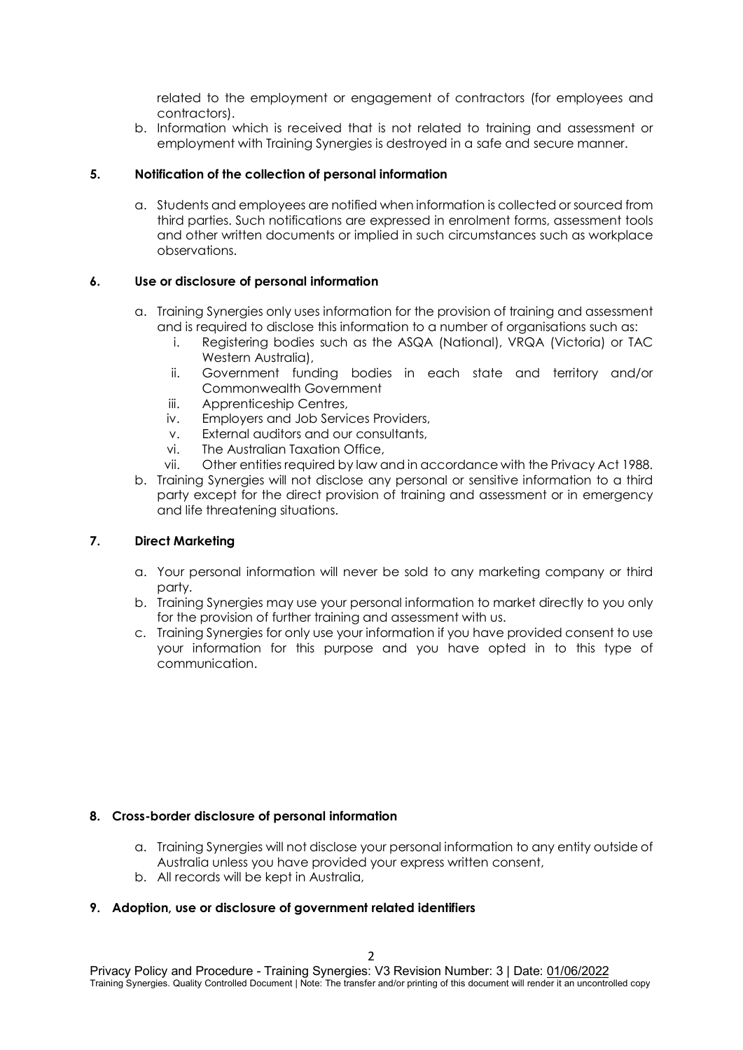related to the employment or engagement of contractors (for employees and contractors).

b. Information which is received that is not related to training and assessment or employment with Training Synergies is destroyed in a safe and secure manner.

## 5. Notification of the collection of personal information

a. Students and employees are notified when information is collected or sourced from third parties. Such notifications are expressed in enrolment forms, assessment tools and other written documents or implied in such circumstances such as workplace observations.

## 6. Use or disclosure of personal information

a. Training Synergies only uses information for the provision of training and assessment and is required to disclose this information to a number of organisations such as:
   i. Registering bodies such as the ASQA (National), VRQA (Victoria) or TAC Western Australia),
   ii. Government funding bodies in each state and territory and/or Commonwealth Government
   iii. Apprenticeship Centres,
   iv. Employers and Job Services Providers,
   v. External auditors and our consultants,
   vi. The Australian Taxation Office,
   vii. Other entities required by law and in accordance with the Privacy Act 1988.

b. Training Synergies will not disclose any personal or sensitive information to a third party except for the direct provision of training and assessment or in emergency and life threatening situations.

## 7. Direct Marketing

a. Your personal information will never be sold to any marketing company or third party.

b. Training Synergies may use your personal information to market directly to you only for the provision of further training and assessment with us.

c. Training Synergies for only use your information if you have provided consent to use your information for this purpose and you have opted in to this type of communication.

## 8. Cross-border disclosure of personal information

a. Training Synergies will not disclose your personal information to any entity outside of Australia unless you have provided your express written consent,

b. All records will be kept in Australia,

## 9. Adoption, use or disclosure of government related identifiers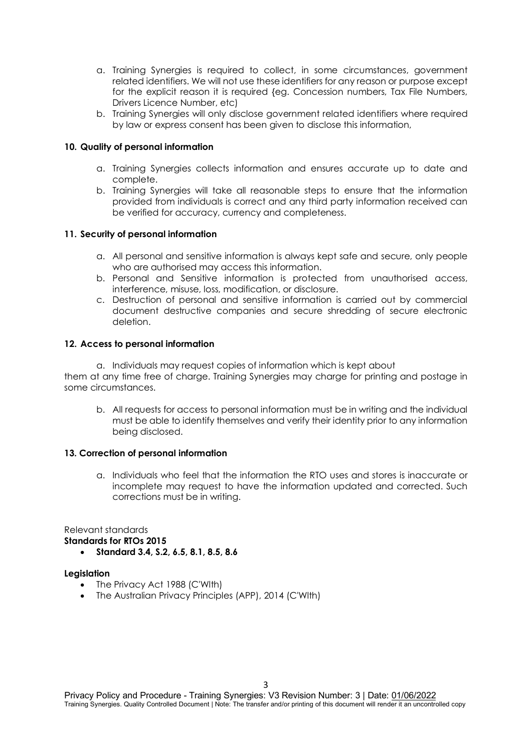a. Training Synergies is required to collect, in some circumstances, government related identifiers. We will not use these identifiers for any reason or purpose except for the explicit reason it is required {eg. Concession numbers, Tax File Numbers, Drivers Licence Number, etc)
b. Training Synergies will only disclose government related identifiers where required by law or express consent has been given to disclose this information,

**10. Quality of personal information**

a. Training Synergies collects information and ensures accurate up to date and complete.
b. Training Synergies will take all reasonable steps to ensure that the information provided from individuals is correct and any third party information received can be verified for accuracy, currency and completeness.

**11. Security of personal information**

a. All personal and sensitive information is always kept safe and secure, only people who are authorised may access this information.
b. Personal and Sensitive information is protected from unauthorised access, interference, misuse, loss, modification, or disclosure.
c. Destruction of personal and sensitive information is carried out by commercial document destructive companies and secure shredding of secure electronic deletion.

**12. Access to personal information**

a. Individuals may request copies of information which is kept about them at any time free of charge. Training Synergies may charge for printing and postage in some circumstances.

b. All requests for access to personal information must be in writing and the individual must be able to identify themselves and verify their identity prior to any information being disclosed.

**13. Correction of personal information**

a. Individuals who feel that the information the RTO uses and stores is inaccurate or incomplete may request to have the information updated and corrected. Such corrections must be in writing.

Relevant standards

**Standards for RTOs 2015**

- **Standard 3.4, S.2, 6.5, 8.1, 8.5, 8.6**

**Legislation**

- The Privacy Act 1988 (C'Wlth)
- The Australian Privacy Principles (APP), 2014 (C'Wlth)